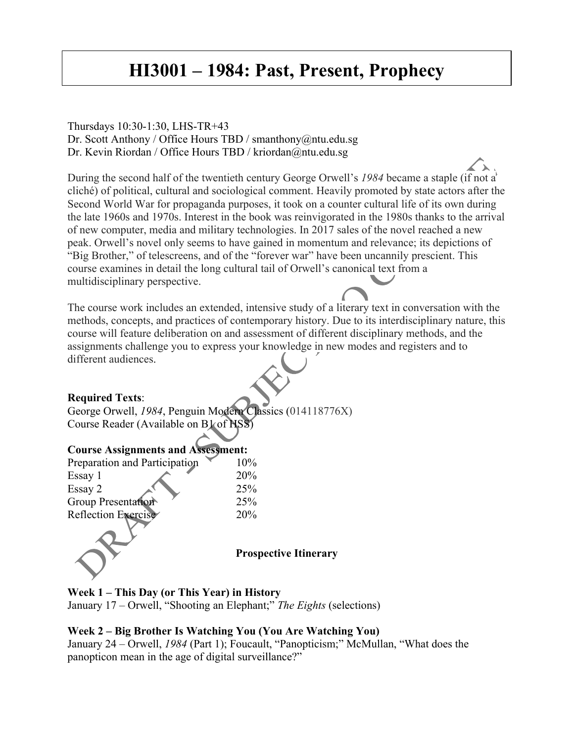# HI3001 – 1984: Past, Present, Prophecy

Thursdays 10:30-1:30, LHS-TR+43
Dr. Scott Anthony / Office Hours TBD / smanthony@ntu.edu.sg
Dr. Kevin Riordan / Office Hours TBD / kriordan@ntu.edu.sg

During the second half of the twentieth century George Orwell's *1984* became a staple (if not a cliché) of political, cultural and sociological comment. Heavily promoted by state actors after the Second World War for propaganda purposes, it took on a counter cultural life of its own during the late 1960s and 1970s. Interest in the book was reinvigorated in the 1980s thanks to the arrival of new computer, media and military technologies. In 2017 sales of the novel reached a new peak. Orwell's novel only seems to have gained in momentum and relevance; its depictions of "Big Brother," of telescreens, and of the "forever war" have been uncannily prescient. This course examines in detail the long cultural tail of Orwell's canonical text from a multidisciplinary perspective.

The course work includes an extended, intensive study of a literary text in conversation with the methods, concepts, and practices of contemporary history. Due to its interdisciplinary nature, this course will feature deliberation on and assessment of different disciplinary methods, and the assignments challenge you to express your knowledge in new modes and registers and to different audiences.

**Required Texts**:
George Orwell, *1984*, Penguin Modern Classics (014118776X)
Course Reader (Available on B1 of HSS)

**Course Assignments and Assessment:**

| | |
|---|---|
| Preparation and Participation | 10% |
| Essay 1 | 20% |
| Essay 2 | 25% |
| Group Presentation | 25% |
| Reflection Exercise | 20% |

**Prospective Itinerary**

**Week 1 – This Day (or This Year) in History**
January 17 – Orwell, "Shooting an Elephant;" *The Eights* (selections)

**Week 2 – Big Brother Is Watching You (You Are Watching You)**
January 24 – Orwell, *1984* (Part 1); Foucault, "Panopticism;" McMullan, "What does the panopticon mean in the age of digital surveillance?"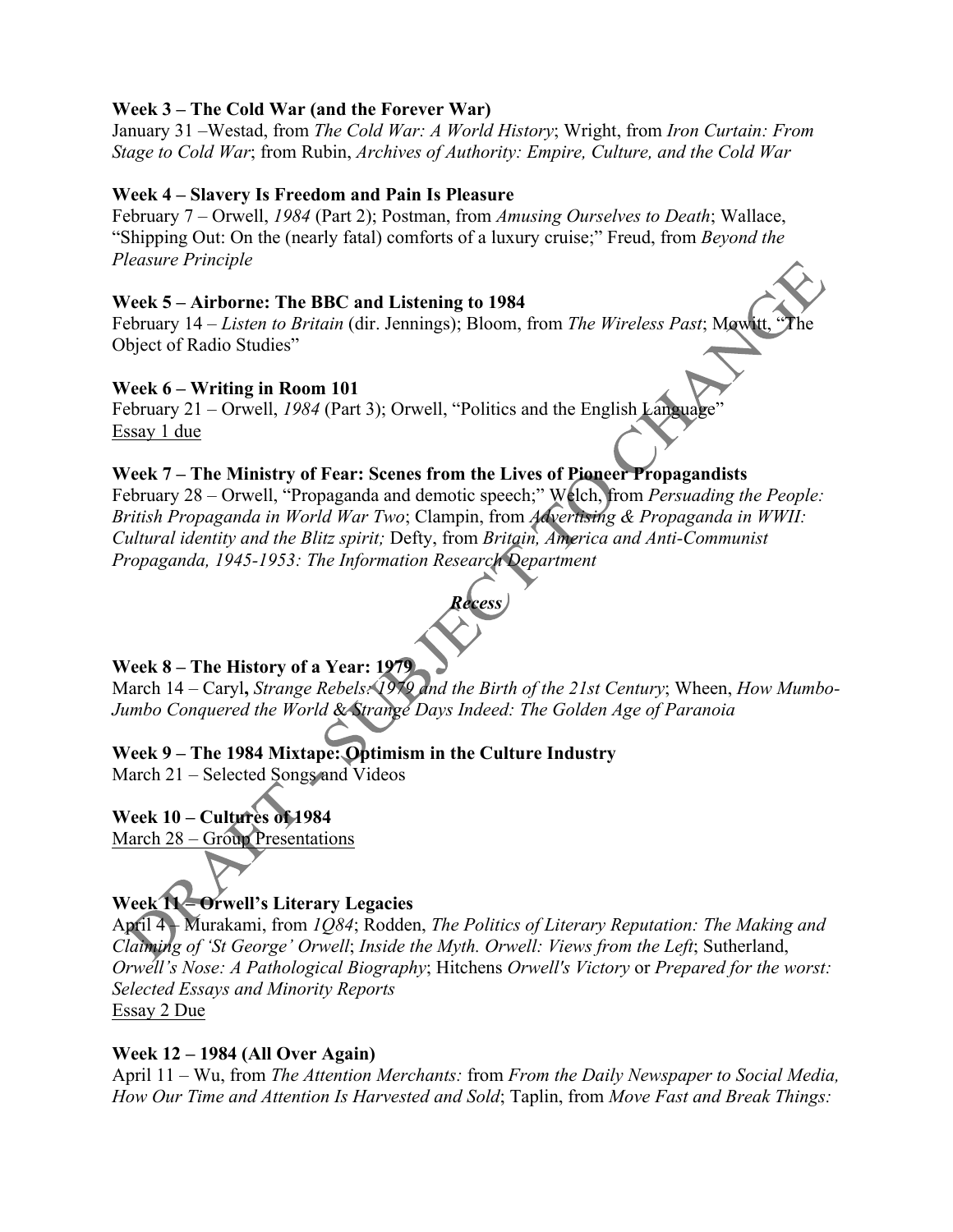**Week 3 – The Cold War (and the Forever War)**
January 31 –Westad, from *The Cold War: A World History*; Wright, from *Iron Curtain: From Stage to Cold War*; from Rubin, *Archives of Authority: Empire, Culture, and the Cold War*

**Week 4 – Slavery Is Freedom and Pain Is Pleasure**
February 7 – Orwell, *1984* (Part 2); Postman, from *Amusing Ourselves to Death*; Wallace, "Shipping Out: On the (nearly fatal) comforts of a luxury cruise;" Freud, from *Beyond the Pleasure Principle*

**Week 5 – Airborne: The BBC and Listening to 1984**
February 14 – *Listen to Britain* (dir. Jennings); Bloom, from *The Wireless Past*; Mowitt, "The Object of Radio Studies"

**Week 6 – Writing in Room 101**
February 21 – Orwell, *1984* (Part 3); Orwell, "Politics and the English Language"
Essay 1 due

**Week 7 – The Ministry of Fear: Scenes from the Lives of Pioneer Propagandists**
February 28 – Orwell, "Propaganda and demotic speech;" Welch, from *Persuading the People: British Propaganda in World War Two*; Clampin, from *Advertising & Propaganda in WWII: Cultural identity and the Blitz spirit;* Defty, from *Britain, America and Anti-Communist Propaganda, 1945-1953: The Information Research Department*

***Recess***

**Week 8 – The History of a Year: 1979**
March 14 – Caryl**,** *Strange Rebels: 1979 and the Birth of the 21st Century*; Wheen, *How Mumbo-Jumbo Conquered the World & Strange Days Indeed: The Golden Age of Paranoia*

**Week 9 – The 1984 Mixtape: Optimism in the Culture Industry**
March 21 – Selected Songs and Videos

**Week 10 – Cultures of 1984**
March 28 – Group Presentations

**Week 11 – Orwell's Literary Legacies**
April 4 – Murakami, from *1Q84*; Rodden, *The Politics of Literary Reputation: The Making and Claiming of 'St George' Orwell*; *Inside the Myth. Orwell: Views from the Left*; Sutherland, *Orwell's Nose: A Pathological Biography*; Hitchens *Orwell's Victory* or *Prepared for the worst: Selected Essays and Minority Reports*
Essay 2 Due

**Week 12 – 1984 (All Over Again)**
April 11 – Wu, from *The Attention Merchants:* from *From the Daily Newspaper to Social Media, How Our Time and Attention Is Harvested and Sold*; Taplin, from *Move Fast and Break Things:*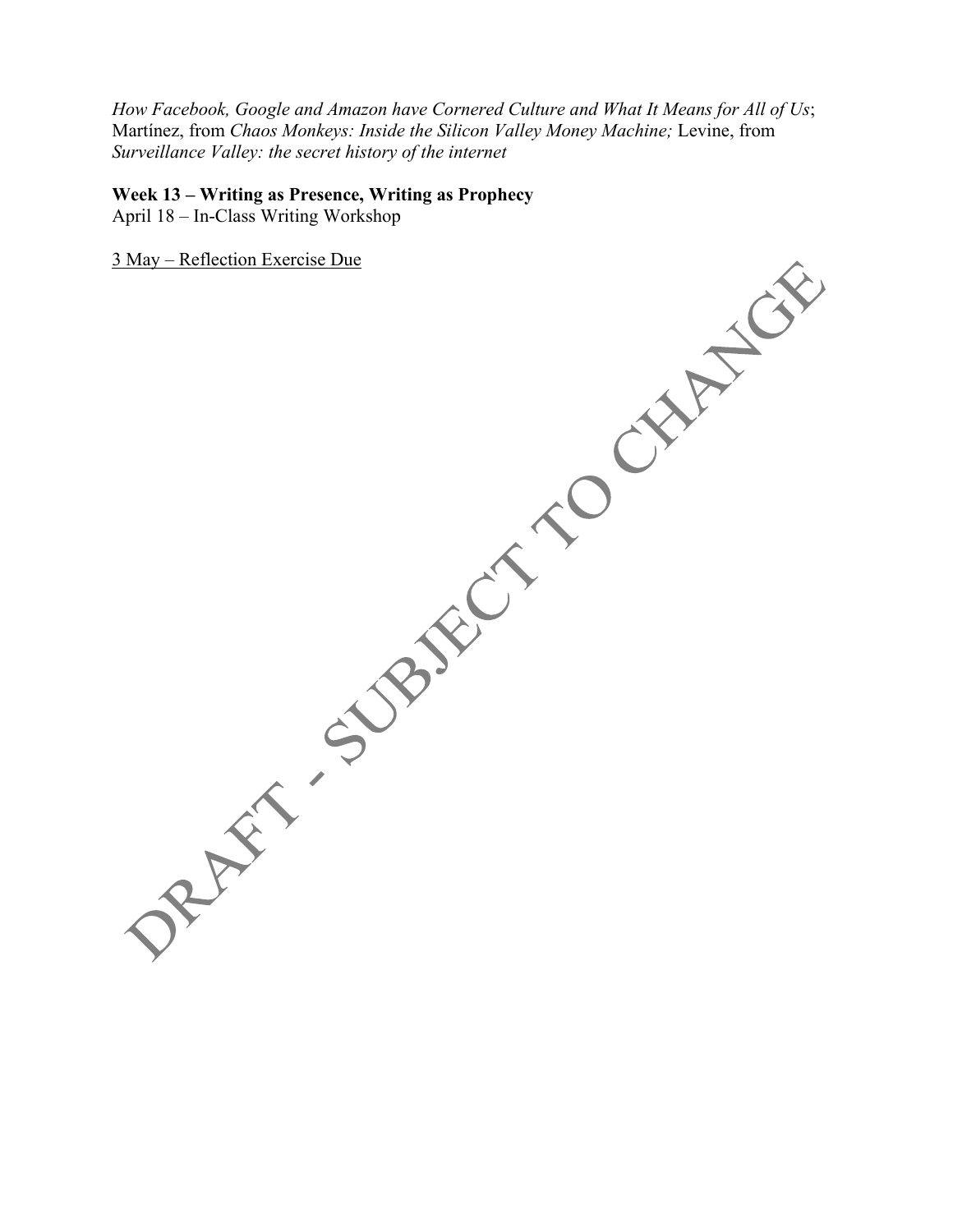*How Facebook, Google and Amazon have Cornered Culture and What It Means for All of Us*; Martínez, from *Chaos Monkeys: Inside the Silicon Valley Money Machine;* Levine, from *Surveillance Valley: the secret history of the internet*

**Week 13 – Writing as Presence, Writing as Prophecy**
April 18 – In-Class Writing Workshop

<u>3 May – Reflection Exercise Due</u>

DRAFT - SUBJECT TO CHANGE